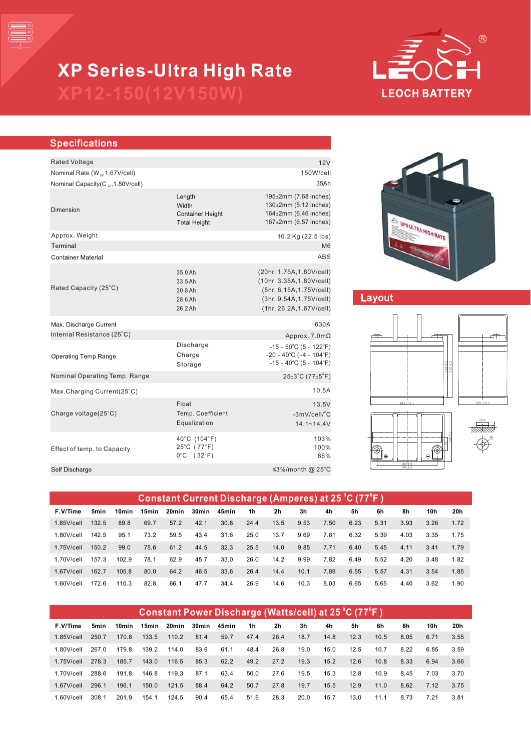# XP Series-Ultra High Rate

## XP12-150(12V150W)

LEOCH BATTERY

## Specifications

| | | |
|---|---|---|
| Rated Voltage | | 12V |
| Nominal Rate ($W_{15}$,1.67V/cell) | | 150W/cell |
| Nominal Capacity($C_{20}$,1.80V/cell) | | 35Ah |
| Dimension | Length<br>Width<br>Container Height<br>Total Height | 195±2mm (7.68 inches)<br>130±2mm (5.12 inches)<br>164±2mm (6.46 inches)<br>167±2mm (6.57 inches) |
| Approx. Weight | | 10.2 Kg (22.5 lbs) |
| Terminal | | M6 |
| Container Material | | ABS |
| Rated Capacity (25°C) | 35.0Ah<br>33.5Ah<br>30.8Ah<br>28.6Ah<br>26.2Ah | (20hr, 1.75A,1.80V/cell)<br>(10hr, 3.35A,1.80V/cell)<br>(5hr, 6.15A,1.75V/cell)<br>(3hr, 9.54A,1.75V/cell)<br>(1hr, 26.2A,1.67V/cell) |
| Max. Discharge Current | | 630A |
| Internal Resistance (25°C) | | Approx. 7.0mΩ |
| Operating Temp.Range | Discharge<br>Charge<br>Storage | -15 ~ 50°C (5 ~ 122°F)<br>-20 ~ 40°C (-4 ~ 104°F)<br>-15 ~ 40°C (5 ~ 104°F) |
| Nominal Operating Temp. Range | | 25±3°C (77±5°F) |
| Max.Charging Current(25°C) | | 10.5A |
| Charge voltage(25°C) | Float<br>Temp. Coefficient<br>Equalization | 13.5V<br>-3mV/cell/°C<br>14.1~14.4V |
| Effect of temp. to Capacity | 40°C (104°F)<br>25°C (77°F)<br>0°C (32°F) | 103%<br>100%<br>86% |
| Self Discharge | | ≤3%/month @ 25°C |

## Layout

## Constant Current Discharge (Amperes) at 25°C (77°F)

| F.V/Time | 5min | 10min | 15min | 20min | 30min | 45min | 1h | 2h | 3h | 4h | 5h | 6h | 8h | 10h | 20h |
|---|---|---|---|---|---|---|---|---|---|---|---|---|---|---|---|
| 1.85V/cell | 132.5 | 89.8 | 69.7 | 57.2 | 42.1 | 30.8 | 24.4 | 13.5 | 9.53 | 7.50 | 6.23 | 5.31 | 3.93 | 3.26 | 1.72 |
| 1.80V/cell | 142.5 | 95.1 | 73.2 | 59.5 | 43.4 | 31.6 | 25.0 | 13.7 | 9.69 | 7.61 | 6.32 | 5.39 | 4.03 | 3.35 | 1.75 |
| 1.75V/cell | 150.2 | 99.0 | 75.6 | 61.2 | 44.5 | 32.3 | 25.5 | 14.0 | 9.85 | 7.71 | 6.40 | 5.45 | 4.11 | 3.41 | 1.79 |
| 1.70V/cell | 157.3 | 102.9 | 78.1 | 62.9 | 45.7 | 33.0 | 26.0 | 14.2 | 9.99 | 7.82 | 6.49 | 5.52 | 4.20 | 3.48 | 1.82 |
| 1.67V/cell | 162.7 | 105.8 | 80.0 | 64.2 | 46.5 | 33.6 | 26.4 | 14.4 | 10.1 | 7.89 | 6.55 | 5.57 | 4.31 | 3.54 | 1.85 |
| 1.60V/cell | 172.6 | 110.3 | 82.8 | 66.1 | 47.7 | 34.4 | 26.9 | 14.6 | 10.3 | 8.03 | 6.65 | 5.65 | 4.40 | 3.62 | 1.90 |

## Constant Power Discharge (Watts/cell) at 25°C (77°F)

| F.V/Time | 5min | 10min | 15min | 20min | 30min | 45min | 1h | 2h | 3h | 4h | 5h | 6h | 8h | 10h | 20h |
|---|---|---|---|---|---|---|---|---|---|---|---|---|---|---|---|
| 1.85V/cell | 250.7 | 170.8 | 133.5 | 110.2 | 81.4 | 59.7 | 47.4 | 26.4 | 18.7 | 14.8 | 12.3 | 10.5 | 8.05 | 6.71 | 3.55 |
| 1.80V/cell | 267.0 | 179.8 | 139.2 | 114.0 | 83.6 | 61.1 | 48.4 | 26.8 | 19.0 | 15.0 | 12.5 | 10.7 | 8.22 | 6.85 | 3.59 |
| 1.75V/cell | 278.3 | 185.7 | 143.0 | 116.5 | 85.3 | 62.2 | 49.2 | 27.2 | 19.3 | 15.2 | 12.6 | 10.8 | 8.33 | 6.94 | 3.66 |
| 1.70V/cell | 288.6 | 191.8 | 146.8 | 119.3 | 87.1 | 63.4 | 50.0 | 27.6 | 19.5 | 15.3 | 12.8 | 10.9 | 8.45 | 7.03 | 3.70 |
| 1.67V/cell | 296.1 | 196.1 | 150.0 | 121.5 | 88.4 | 64.2 | 50.7 | 27.8 | 19.7 | 15.5 | 12.9 | 11.0 | 8.62 | 7.12 | 3.75 |
| 1.60V/cell | 308.1 | 201.9 | 154.1 | 124.5 | 90.4 | 65.4 | 51.6 | 28.3 | 20.0 | 15.7 | 13.0 | 11.1 | 8.73 | 7.21 | 3.81 |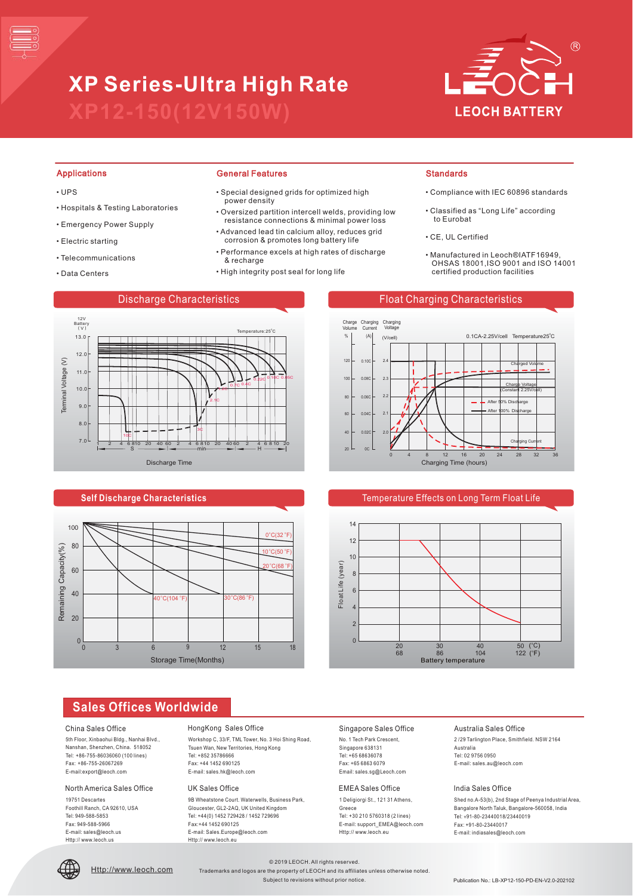# XP Series-Ultra High Rate

## XP12-150(12V150W)

LEOCH BATTERY

## Applications

- UPS
- Hospitals & Testing Laboratories
- Emergency Power Supply
- Electric starting
- Telecommunications
- Data Centers

## General Features

- Special designed grids for optimized high power density
- Oversized partition intercell welds, providing low resistance connections & minimal power loss
- Advanced lead tin calcium alloy, reduces grid corrosion & promotes long battery life
- Performance excels at high rates of discharge & recharge
- High integrity post seal for long life

## Standards

- Compliance with IEC 60896 standards
- Classified as "Long Life" according to Eurobat
- CE, UL Certified
- Manufactured in Leoch®IATF16949, OHSAS 18001,ISO 9001 and ISO 14001 certified production facilities

## Discharge Characteristics

12V Battery (V)
Terminal Voltage (V)
Temperature:25°C
13.0
12.0
11.0
10.0
9.0
8.0
7.0
10C 3C 2.1C 1.2C 0.7C 0.4C 0.22C 0.11C 0.05C
2 4 6 8 10 20 40 60 2 4 6 8 10 20 40 60 2 4 6 8 10 20
S min H
Discharge Time

## Float Charging Characteristics

Charge Volume % | Charging Current (A) | Charging Voltage (V/cell)
0.1CA-2.25V/cell Temperature25°C
120 100 80 60 40 20
0.10C 0.08C 0.06C 0.04C 0.02C 0C
2.4 2.3 2.2 2.1 2.0
Charged Volume
Charge Voltage (Constant 2.25V/cell)
After 50% Discharge
After 100% Discharge
Charging Current
0 4 8 12 16 20 24 28 32 36
Charging Time (hours)

## Self Discharge Characteristics

Remaining Capacity(%)
100 80 60 40 20 0
0°C(32°F)
10°C(50°F)
20°C(68°F)
30°C(86°F)
40°C(104°F)
0 3 6 9 12 15 18
Storage Time(Months)

## Temperature Effects on Long Term Float Life

Float Life (year)
14 12 10 8 6 4 2 0
20 30 40 50 (°C)
68 86 104 122 (°F)
Battery temperature

## Sales Offices Worldwide

**China Sales Office**
5th Floor, Xinbaohui Bldg., Nanhai Blvd., Nanshan, Shenzhen, China. 518052
Tel: +86-755-86036060 (100 lines)
Fax: +86-755-26067269
E-mail:export@leoch.com

**HongKong Sales Office**
Workshop C, 33/F, TML Tower, No. 3 Hoi Shing Road, Tsuen Wan, New Territories, Hong Kong
Tel: +852 35786666
Fax: +44 1452 690125
E-mail: sales.hk@leoch.com

**Singapore Sales Office**
No. 1 Tech Park Crescent, Singapore 638131
Tel: +65 68636078
Fax: +65 6863 6079
Email: sales.sg@leoch.com

**Australia Sales Office**
2 /29 Tarlington Place, Smithfield. NSW 2164 Australia
Tel: 02 9756 0950
E-mail: sales.au@leoch.com

**North America Sales Office**
19751 Descartes
Foothill Ranch, CA 92610, USA
Tel: 949-588-5853
Fax: 949-588-5966
E-mail: sales@leoch.us
Http:// www.leoch.us

**UK Sales Office**
9B Wheatstone Court. Waterwells, Business Park, Gloucester, GL2-2AQ, UK United Kingdom
Tel: +44(0) 1452 729428 / 1452 729696
Fax:+44 1452 690125
E-mail: Sales.Europe@leoch.com
Http:// www.leoch.eu

**EMEA Sales Office**
1 Deligiorgi St., 121 31 Athens, Greece
Tel: +30 210 5760318 (2 lines)
E-mail: support_EMEA@leoch.com
Http:// www.leoch.eu

**India Sales Office**
Shed no.A-53(b), 2nd Stage of Peenya Industrial Area, Bangalore North Taluk, Bangalore-560058, India
Tel: +91-80-23440018/23440019
Fax: +91-80-23440017
E-mail: indiasales@leoch.com

Http://www.leoch.com

© 2019 LEOCH. All rights reserved.
Trademarks and logos are the property of LEOCH and its affiliates unless otherwise noted.
Subject to revisions without prior notice.

Publication No.: LB-XP12-150-PD-EN-V2.0-202102